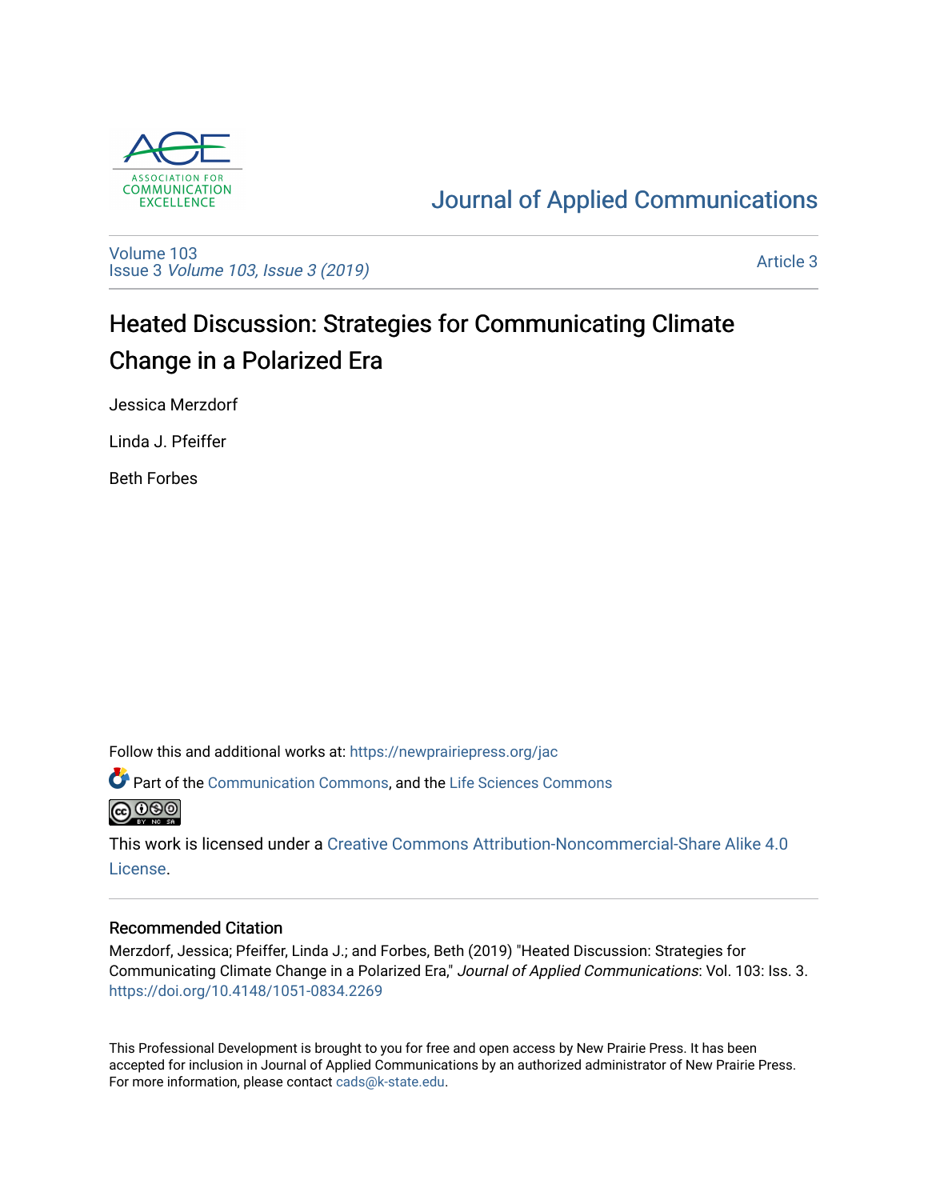Journal of Applied Communications

Volume 103
Issue 3 *Volume 103, Issue 3 (2019)*

Article 3

# Heated Discussion: Strategies for Communicating Climate Change in a Polarized Era

Jessica Merzdorf

Linda J. Pfeiffer

Beth Forbes

Follow this and additional works at: https://newprairiepress.org/jac

Part of the Communication Commons, and the Life Sciences Commons

This work is licensed under a Creative Commons Attribution-Noncommercial-Share Alike 4.0 License.

## Recommended Citation

Merzdorf, Jessica; Pfeiffer, Linda J.; and Forbes, Beth (2019) "Heated Discussion: Strategies for Communicating Climate Change in a Polarized Era," *Journal of Applied Communications*: Vol. 103: Iss. 3. https://doi.org/10.4148/1051-0834.2269

This Professional Development is brought to you for free and open access by New Prairie Press. It has been accepted for inclusion in Journal of Applied Communications by an authorized administrator of New Prairie Press. For more information, please contact cads@k-state.edu.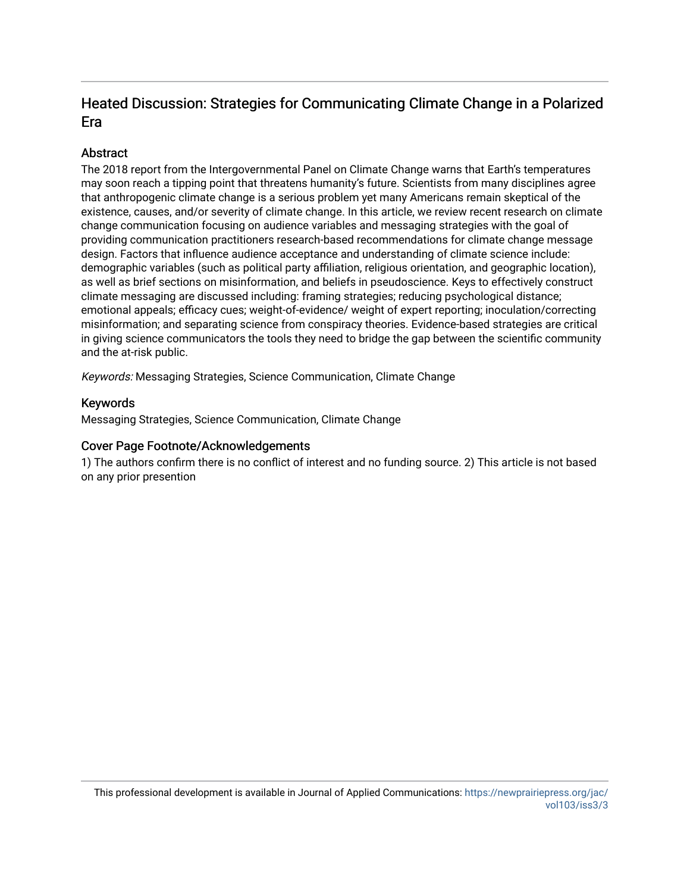# Heated Discussion: Strategies for Communicating Climate Change in a Polarized Era

## Abstract

The 2018 report from the Intergovernmental Panel on Climate Change warns that Earth's temperatures may soon reach a tipping point that threatens humanity's future. Scientists from many disciplines agree that anthropogenic climate change is a serious problem yet many Americans remain skeptical of the existence, causes, and/or severity of climate change. In this article, we review recent research on climate change communication focusing on audience variables and messaging strategies with the goal of providing communication practitioners research-based recommendations for climate change message design. Factors that influence audience acceptance and understanding of climate science include: demographic variables (such as political party affiliation, religious orientation, and geographic location), as well as brief sections on misinformation, and beliefs in pseudoscience. Keys to effectively construct climate messaging are discussed including: framing strategies; reducing psychological distance; emotional appeals; efficacy cues; weight-of-evidence/ weight of expert reporting; inoculation/correcting misinformation; and separating science from conspiracy theories. Evidence-based strategies are critical in giving science communicators the tools they need to bridge the gap between the scientific community and the at-risk public.

*Keywords:* Messaging Strategies, Science Communication, Climate Change

## Keywords

Messaging Strategies, Science Communication, Climate Change

## Cover Page Footnote/Acknowledgements

1) The authors confirm there is no conflict of interest and no funding source. 2) This article is not based on any prior presention

This professional development is available in Journal of Applied Communications: https://newprairiepress.org/jac/vol103/iss3/3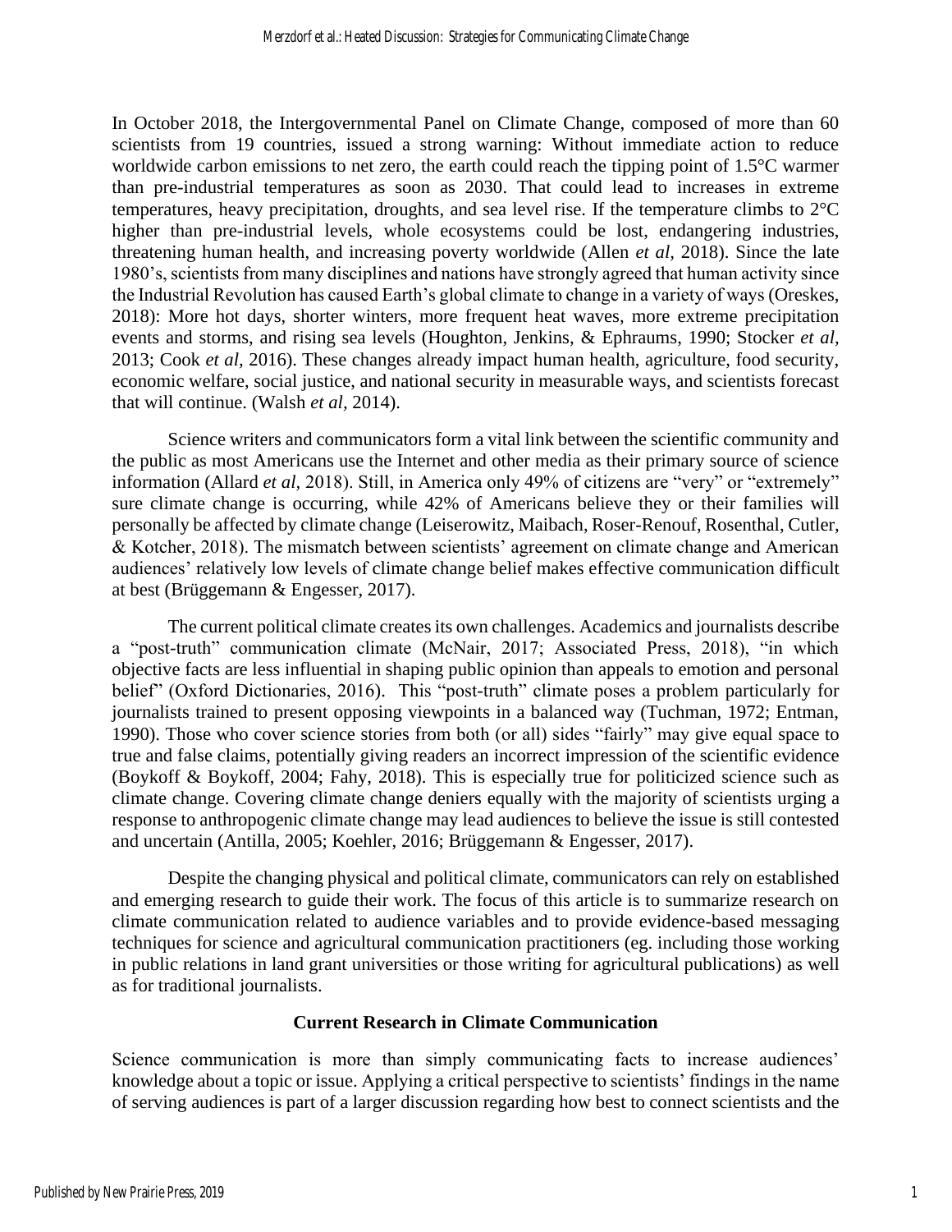In October 2018, the Intergovernmental Panel on Climate Change, composed of more than 60 scientists from 19 countries, issued a strong warning: Without immediate action to reduce worldwide carbon emissions to net zero, the earth could reach the tipping point of 1.5°C warmer than pre-industrial temperatures as soon as 2030. That could lead to increases in extreme temperatures, heavy precipitation, droughts, and sea level rise. If the temperature climbs to 2°C higher than pre-industrial levels, whole ecosystems could be lost, endangering industries, threatening human health, and increasing poverty worldwide (Allen *et al,* 2018). Since the late 1980's, scientists from many disciplines and nations have strongly agreed that human activity since the Industrial Revolution has caused Earth's global climate to change in a variety of ways (Oreskes, 2018): More hot days, shorter winters, more frequent heat waves, more extreme precipitation events and storms, and rising sea levels (Houghton, Jenkins, & Ephraums, 1990; Stocker *et al,* 2013; Cook *et al,* 2016). These changes already impact human health, agriculture, food security, economic welfare, social justice, and national security in measurable ways, and scientists forecast that will continue. (Walsh *et al,* 2014).

Science writers and communicators form a vital link between the scientific community and the public as most Americans use the Internet and other media as their primary source of science information (Allard *et al,* 2018). Still, in America only 49% of citizens are "very" or "extremely" sure climate change is occurring, while 42% of Americans believe they or their families will personally be affected by climate change (Leiserowitz, Maibach, Roser-Renouf, Rosenthal, Cutler, & Kotcher, 2018). The mismatch between scientists' agreement on climate change and American audiences' relatively low levels of climate change belief makes effective communication difficult at best (Brüggemann & Engesser, 2017).

The current political climate creates its own challenges. Academics and journalists describe a "post-truth" communication climate (McNair, 2017; Associated Press, 2018), "in which objective facts are less influential in shaping public opinion than appeals to emotion and personal belief" (Oxford Dictionaries, 2016). This "post-truth" climate poses a problem particularly for journalists trained to present opposing viewpoints in a balanced way (Tuchman, 1972; Entman, 1990). Those who cover science stories from both (or all) sides "fairly" may give equal space to true and false claims, potentially giving readers an incorrect impression of the scientific evidence (Boykoff & Boykoff, 2004; Fahy, 2018). This is especially true for politicized science such as climate change. Covering climate change deniers equally with the majority of scientists urging a response to anthropogenic climate change may lead audiences to believe the issue is still contested and uncertain (Antilla, 2005; Koehler, 2016; Brüggemann & Engesser, 2017).

Despite the changing physical and political climate, communicators can rely on established and emerging research to guide their work. The focus of this article is to summarize research on climate communication related to audience variables and to provide evidence-based messaging techniques for science and agricultural communication practitioners (eg. including those working in public relations in land grant universities or those writing for agricultural publications) as well as for traditional journalists.

## Current Research in Climate Communication

Science communication is more than simply communicating facts to increase audiences' knowledge about a topic or issue. Applying a critical perspective to scientists' findings in the name of serving audiences is part of a larger discussion regarding how best to connect scientists and the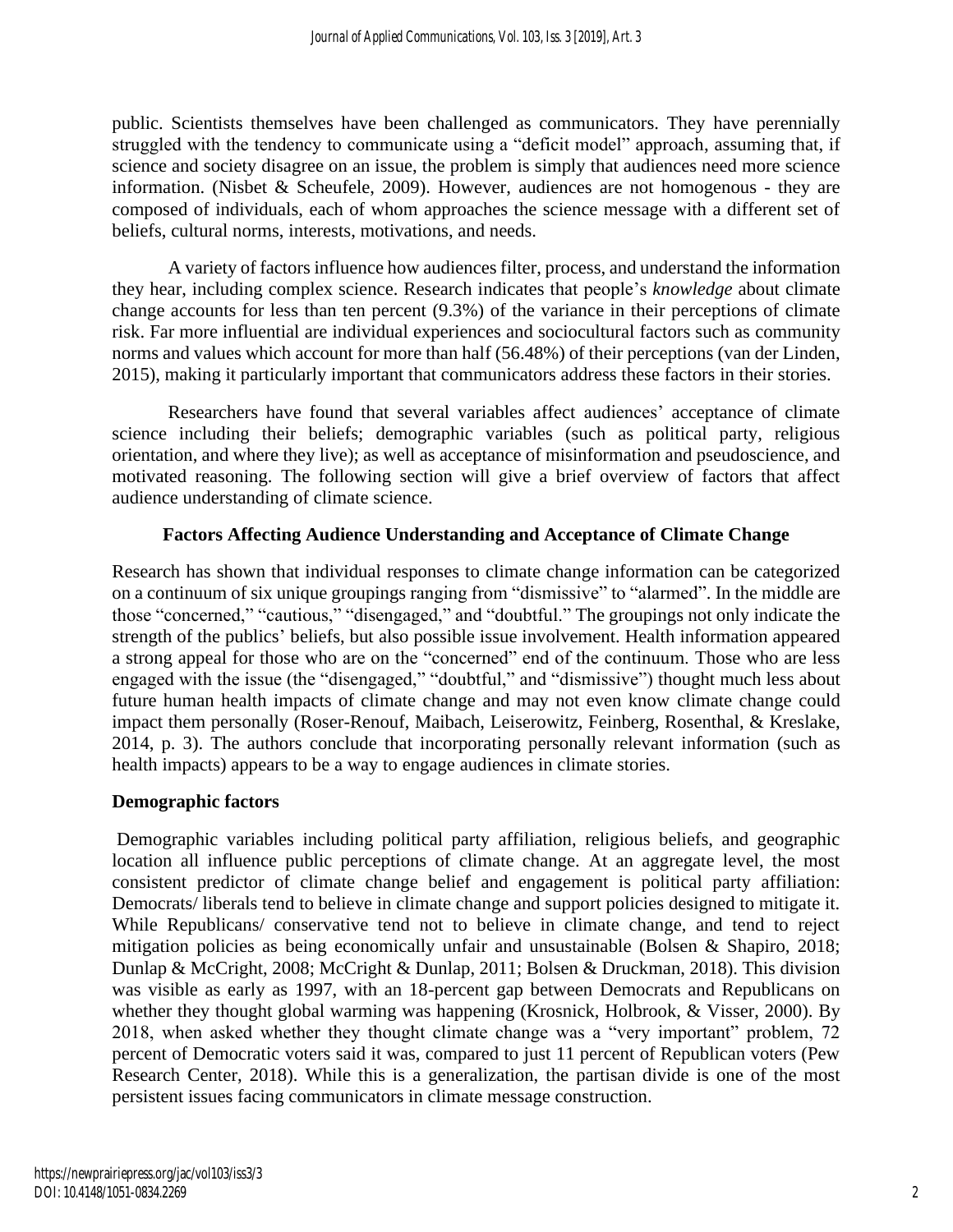public. Scientists themselves have been challenged as communicators. They have perennially struggled with the tendency to communicate using a "deficit model" approach, assuming that, if science and society disagree on an issue, the problem is simply that audiences need more science information. (Nisbet & Scheufele, 2009). However, audiences are not homogenous - they are composed of individuals, each of whom approaches the science message with a different set of beliefs, cultural norms, interests, motivations, and needs.

A variety of factors influence how audiences filter, process, and understand the information they hear, including complex science. Research indicates that people's *knowledge* about climate change accounts for less than ten percent (9.3%) of the variance in their perceptions of climate risk. Far more influential are individual experiences and sociocultural factors such as community norms and values which account for more than half (56.48%) of their perceptions (van der Linden, 2015), making it particularly important that communicators address these factors in their stories.

Researchers have found that several variables affect audiences' acceptance of climate science including their beliefs; demographic variables (such as political party, religious orientation, and where they live); as well as acceptance of misinformation and pseudoscience, and motivated reasoning. The following section will give a brief overview of factors that affect audience understanding of climate science.

## Factors Affecting Audience Understanding and Acceptance of Climate Change

Research has shown that individual responses to climate change information can be categorized on a continuum of six unique groupings ranging from "dismissive" to "alarmed". In the middle are those "concerned," "cautious," "disengaged," and "doubtful." The groupings not only indicate the strength of the publics' beliefs, but also possible issue involvement. Health information appeared a strong appeal for those who are on the "concerned" end of the continuum. Those who are less engaged with the issue (the "disengaged," "doubtful," and "dismissive") thought much less about future human health impacts of climate change and may not even know climate change could impact them personally (Roser-Renouf, Maibach, Leiserowitz, Feinberg, Rosenthal, & Kreslake, 2014, p. 3). The authors conclude that incorporating personally relevant information (such as health impacts) appears to be a way to engage audiences in climate stories.

### Demographic factors

Demographic variables including political party affiliation, religious beliefs, and geographic location all influence public perceptions of climate change. At an aggregate level, the most consistent predictor of climate change belief and engagement is political party affiliation: Democrats/ liberals tend to believe in climate change and support policies designed to mitigate it. While Republicans/ conservative tend not to believe in climate change, and tend to reject mitigation policies as being economically unfair and unsustainable (Bolsen & Shapiro, 2018; Dunlap & McCright, 2008; McCright & Dunlap, 2011; Bolsen & Druckman, 2018). This division was visible as early as 1997, with an 18-percent gap between Democrats and Republicans on whether they thought global warming was happening (Krosnick, Holbrook, & Visser, 2000). By 2018, when asked whether they thought climate change was a "very important" problem, 72 percent of Democratic voters said it was, compared to just 11 percent of Republican voters (Pew Research Center, 2018). While this is a generalization, the partisan divide is one of the most persistent issues facing communicators in climate message construction.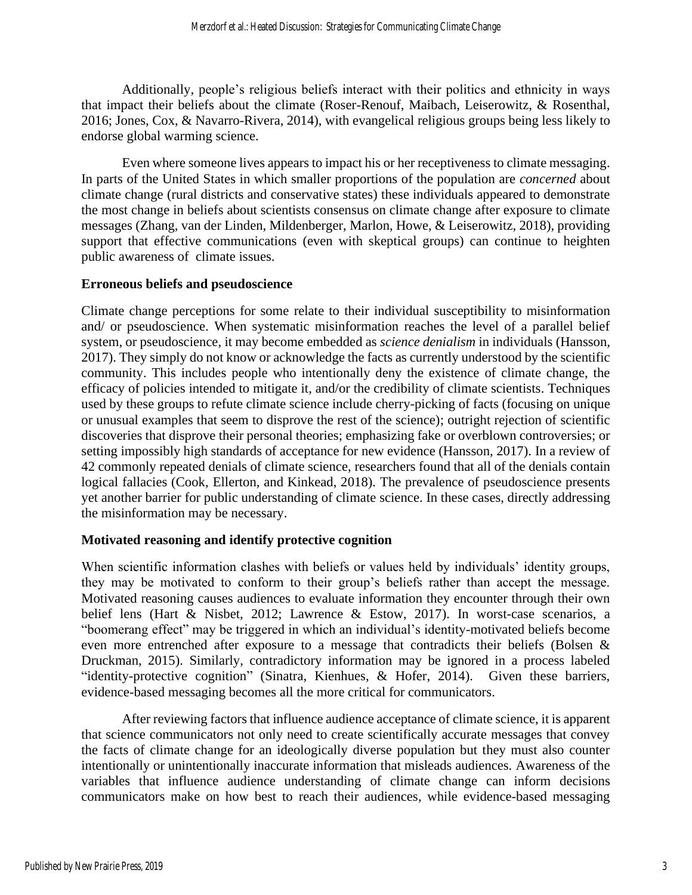Additionally, people's religious beliefs interact with their politics and ethnicity in ways that impact their beliefs about the climate (Roser-Renouf, Maibach, Leiserowitz, & Rosenthal, 2016; Jones, Cox, & Navarro-Rivera, 2014), with evangelical religious groups being less likely to endorse global warming science.

Even where someone lives appears to impact his or her receptiveness to climate messaging. In parts of the United States in which smaller proportions of the population are *concerned* about climate change (rural districts and conservative states) these individuals appeared to demonstrate the most change in beliefs about scientists consensus on climate change after exposure to climate messages (Zhang, van der Linden, Mildenberger, Marlon, Howe, & Leiserowitz, 2018), providing support that effective communications (even with skeptical groups) can continue to heighten public awareness of climate issues.

**Erroneous beliefs and pseudoscience**

Climate change perceptions for some relate to their individual susceptibility to misinformation and/ or pseudoscience. When systematic misinformation reaches the level of a parallel belief system, or pseudoscience, it may become embedded as *science denialism* in individuals (Hansson, 2017). They simply do not know or acknowledge the facts as currently understood by the scientific community. This includes people who intentionally deny the existence of climate change, the efficacy of policies intended to mitigate it, and/or the credibility of climate scientists. Techniques used by these groups to refute climate science include cherry-picking of facts (focusing on unique or unusual examples that seem to disprove the rest of the science); outright rejection of scientific discoveries that disprove their personal theories; emphasizing fake or overblown controversies; or setting impossibly high standards of acceptance for new evidence (Hansson, 2017). In a review of 42 commonly repeated denials of climate science, researchers found that all of the denials contain logical fallacies (Cook, Ellerton, and Kinkead, 2018). The prevalence of pseudoscience presents yet another barrier for public understanding of climate science. In these cases, directly addressing the misinformation may be necessary.

**Motivated reasoning and identify protective cognition**

When scientific information clashes with beliefs or values held by individuals' identity groups, they may be motivated to conform to their group's beliefs rather than accept the message. Motivated reasoning causes audiences to evaluate information they encounter through their own belief lens (Hart & Nisbet, 2012; Lawrence & Estow, 2017). In worst-case scenarios, a "boomerang effect" may be triggered in which an individual's identity-motivated beliefs become even more entrenched after exposure to a message that contradicts their beliefs (Bolsen & Druckman, 2015). Similarly, contradictory information may be ignored in a process labeled "identity-protective cognition" (Sinatra, Kienhues, & Hofer, 2014). Given these barriers, evidence-based messaging becomes all the more critical for communicators.

After reviewing factors that influence audience acceptance of climate science, it is apparent that science communicators not only need to create scientifically accurate messages that convey the facts of climate change for an ideologically diverse population but they must also counter intentionally or unintentionally inaccurate information that misleads audiences. Awareness of the variables that influence audience understanding of climate change can inform decisions communicators make on how best to reach their audiences, while evidence-based messaging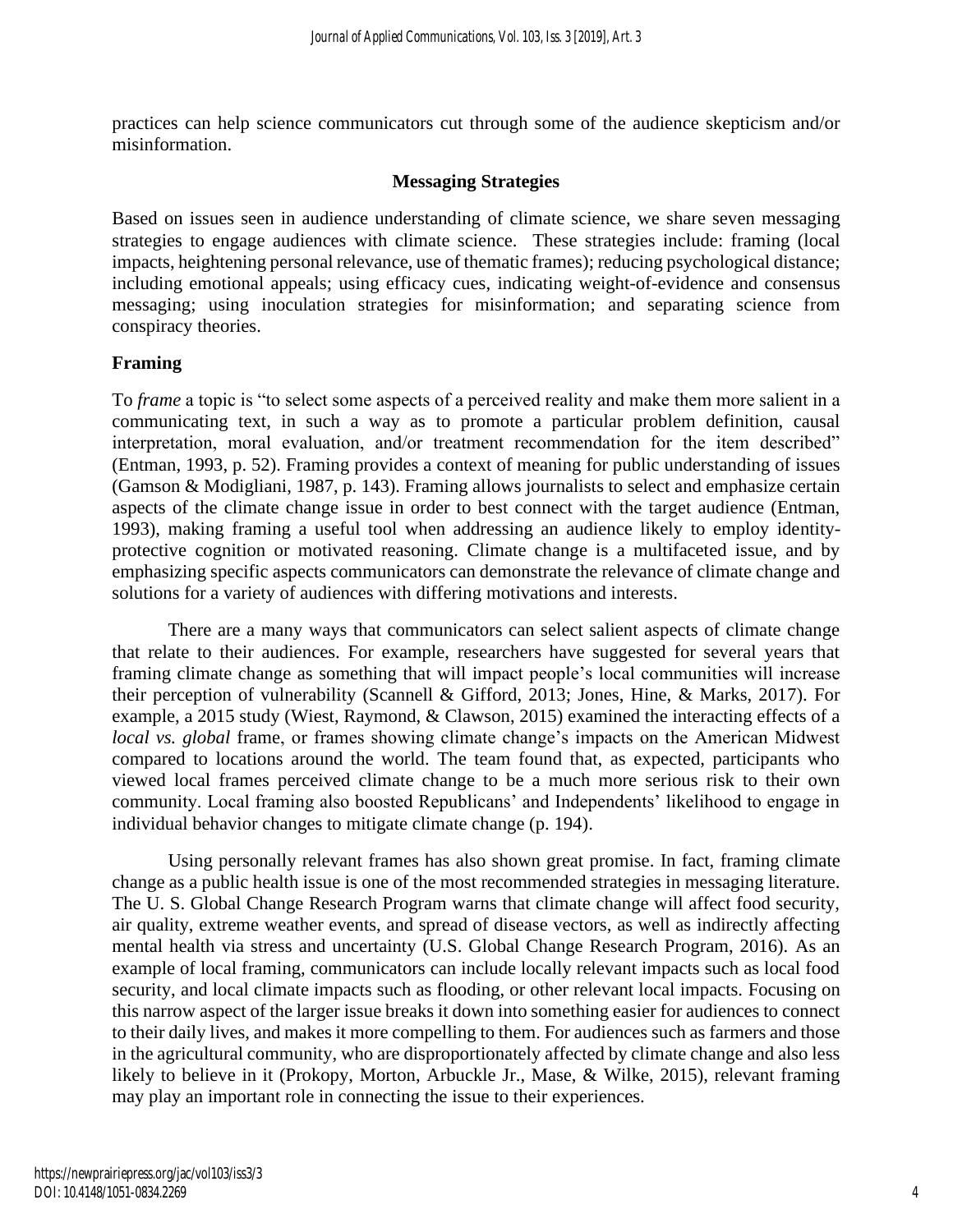practices can help science communicators cut through some of the audience skepticism and/or misinformation.

## Messaging Strategies

Based on issues seen in audience understanding of climate science, we share seven messaging strategies to engage audiences with climate science. These strategies include: framing (local impacts, heightening personal relevance, use of thematic frames); reducing psychological distance; including emotional appeals; using efficacy cues, indicating weight-of-evidence and consensus messaging; using inoculation strategies for misinformation; and separating science from conspiracy theories.

### Framing

To *frame* a topic is "to select some aspects of a perceived reality and make them more salient in a communicating text, in such a way as to promote a particular problem definition, causal interpretation, moral evaluation, and/or treatment recommendation for the item described" (Entman, 1993, p. 52). Framing provides a context of meaning for public understanding of issues (Gamson & Modigliani, 1987, p. 143). Framing allows journalists to select and emphasize certain aspects of the climate change issue in order to best connect with the target audience (Entman, 1993), making framing a useful tool when addressing an audience likely to employ identity-protective cognition or motivated reasoning. Climate change is a multifaceted issue, and by emphasizing specific aspects communicators can demonstrate the relevance of climate change and solutions for a variety of audiences with differing motivations and interests.

There are a many ways that communicators can select salient aspects of climate change that relate to their audiences. For example, researchers have suggested for several years that framing climate change as something that will impact people's local communities will increase their perception of vulnerability (Scannell & Gifford, 2013; Jones, Hine, & Marks, 2017). For example, a 2015 study (Wiest, Raymond, & Clawson, 2015) examined the interacting effects of a *local vs. global* frame, or frames showing climate change's impacts on the American Midwest compared to locations around the world. The team found that, as expected, participants who viewed local frames perceived climate change to be a much more serious risk to their own community. Local framing also boosted Republicans' and Independents' likelihood to engage in individual behavior changes to mitigate climate change (p. 194).

Using personally relevant frames has also shown great promise. In fact, framing climate change as a public health issue is one of the most recommended strategies in messaging literature. The U. S. Global Change Research Program warns that climate change will affect food security, air quality, extreme weather events, and spread of disease vectors, as well as indirectly affecting mental health via stress and uncertainty (U.S. Global Change Research Program, 2016). As an example of local framing, communicators can include locally relevant impacts such as local food security, and local climate impacts such as flooding, or other relevant local impacts. Focusing on this narrow aspect of the larger issue breaks it down into something easier for audiences to connect to their daily lives, and makes it more compelling to them. For audiences such as farmers and those in the agricultural community, who are disproportionately affected by climate change and also less likely to believe in it (Prokopy, Morton, Arbuckle Jr., Mase, & Wilke, 2015), relevant framing may play an important role in connecting the issue to their experiences.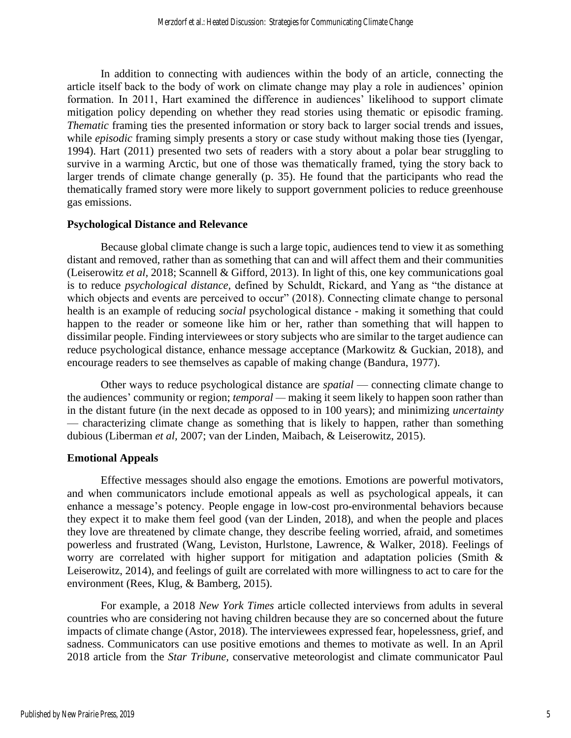In addition to connecting with audiences within the body of an article, connecting the article itself back to the body of work on climate change may play a role in audiences' opinion formation. In 2011, Hart examined the difference in audiences' likelihood to support climate mitigation policy depending on whether they read stories using thematic or episodic framing. *Thematic* framing ties the presented information or story back to larger social trends and issues, while *episodic* framing simply presents a story or case study without making those ties (Iyengar, 1994). Hart (2011) presented two sets of readers with a story about a polar bear struggling to survive in a warming Arctic, but one of those was thematically framed, tying the story back to larger trends of climate change generally (p. 35). He found that the participants who read the thematically framed story were more likely to support government policies to reduce greenhouse gas emissions.

### Psychological Distance and Relevance

Because global climate change is such a large topic, audiences tend to view it as something distant and removed, rather than as something that can and will affect them and their communities (Leiserowitz *et al*, 2018; Scannell & Gifford, 2013). In light of this, one key communications goal is to reduce *psychological distance*, defined by Schuldt, Rickard, and Yang as "the distance at which objects and events are perceived to occur" (2018). Connecting climate change to personal health is an example of reducing *social* psychological distance - making it something that could happen to the reader or someone like him or her, rather than something that will happen to dissimilar people. Finding interviewees or story subjects who are similar to the target audience can reduce psychological distance, enhance message acceptance (Markowitz & Guckian, 2018), and encourage readers to see themselves as capable of making change (Bandura, 1977).

Other ways to reduce psychological distance are *spatial* — connecting climate change to the audiences' community or region; *temporal* — making it seem likely to happen soon rather than in the distant future (in the next decade as opposed to in 100 years); and minimizing *uncertainty* — characterizing climate change as something that is likely to happen, rather than something dubious (Liberman *et al,* 2007; van der Linden, Maibach, & Leiserowitz, 2015).

### Emotional Appeals

Effective messages should also engage the emotions. Emotions are powerful motivators, and when communicators include emotional appeals as well as psychological appeals, it can enhance a message's potency. People engage in low-cost pro-environmental behaviors because they expect it to make them feel good (van der Linden, 2018), and when the people and places they love are threatened by climate change, they describe feeling worried, afraid, and sometimes powerless and frustrated (Wang, Leviston, Hurlstone, Lawrence, & Walker, 2018). Feelings of worry are correlated with higher support for mitigation and adaptation policies (Smith & Leiserowitz, 2014), and feelings of guilt are correlated with more willingness to act to care for the environment (Rees, Klug, & Bamberg, 2015).

For example, a 2018 *New York Times* article collected interviews from adults in several countries who are considering not having children because they are so concerned about the future impacts of climate change (Astor, 2018). The interviewees expressed fear, hopelessness, grief, and sadness. Communicators can use positive emotions and themes to motivate as well. In an April 2018 article from the *Star Tribune,* conservative meteorologist and climate communicator Paul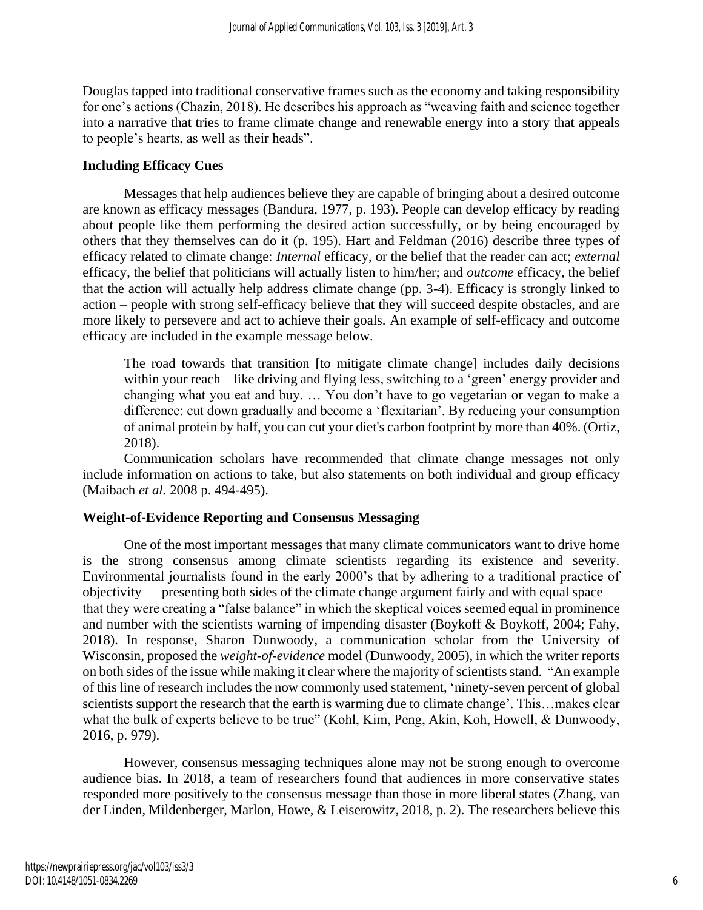Douglas tapped into traditional conservative frames such as the economy and taking responsibility for one's actions (Chazin, 2018). He describes his approach as "weaving faith and science together into a narrative that tries to frame climate change and renewable energy into a story that appeals to people's hearts, as well as their heads".

**Including Efficacy Cues**

Messages that help audiences believe they are capable of bringing about a desired outcome are known as efficacy messages (Bandura, 1977, p. 193). People can develop efficacy by reading about people like them performing the desired action successfully, or by being encouraged by others that they themselves can do it (p. 195). Hart and Feldman (2016) describe three types of efficacy related to climate change: *Internal* efficacy, or the belief that the reader can act; *external* efficacy, the belief that politicians will actually listen to him/her; and *outcome* efficacy, the belief that the action will actually help address climate change (pp. 3-4). Efficacy is strongly linked to action – people with strong self-efficacy believe that they will succeed despite obstacles, and are more likely to persevere and act to achieve their goals. An example of self-efficacy and outcome efficacy are included in the example message below.

> The road towards that transition [to mitigate climate change] includes daily decisions within your reach – like driving and flying less, switching to a 'green' energy provider and changing what you eat and buy. … You don't have to go vegetarian or vegan to make a difference: cut down gradually and become a 'flexitarian'. By reducing your consumption of animal protein by half, you can cut your diet's carbon footprint by more than 40%. (Ortiz, 2018).

Communication scholars have recommended that climate change messages not only include information on actions to take, but also statements on both individual and group efficacy (Maibach *et al.* 2008 p. 494-495).

**Weight-of-Evidence Reporting and Consensus Messaging**

One of the most important messages that many climate communicators want to drive home is the strong consensus among climate scientists regarding its existence and severity. Environmental journalists found in the early 2000's that by adhering to a traditional practice of objectivity — presenting both sides of the climate change argument fairly and with equal space — that they were creating a "false balance" in which the skeptical voices seemed equal in prominence and number with the scientists warning of impending disaster (Boykoff & Boykoff, 2004; Fahy, 2018). In response, Sharon Dunwoody, a communication scholar from the University of Wisconsin, proposed the *weight-of-evidence* model (Dunwoody, 2005), in which the writer reports on both sides of the issue while making it clear where the majority of scientists stand. "An example of this line of research includes the now commonly used statement, 'ninety-seven percent of global scientists support the research that the earth is warming due to climate change'. This…makes clear what the bulk of experts believe to be true" (Kohl, Kim, Peng, Akin, Koh, Howell, & Dunwoody, 2016, p. 979).

However, consensus messaging techniques alone may not be strong enough to overcome audience bias. In 2018, a team of researchers found that audiences in more conservative states responded more positively to the consensus message than those in more liberal states (Zhang, van der Linden, Mildenberger, Marlon, Howe, & Leiserowitz, 2018, p. 2). The researchers believe this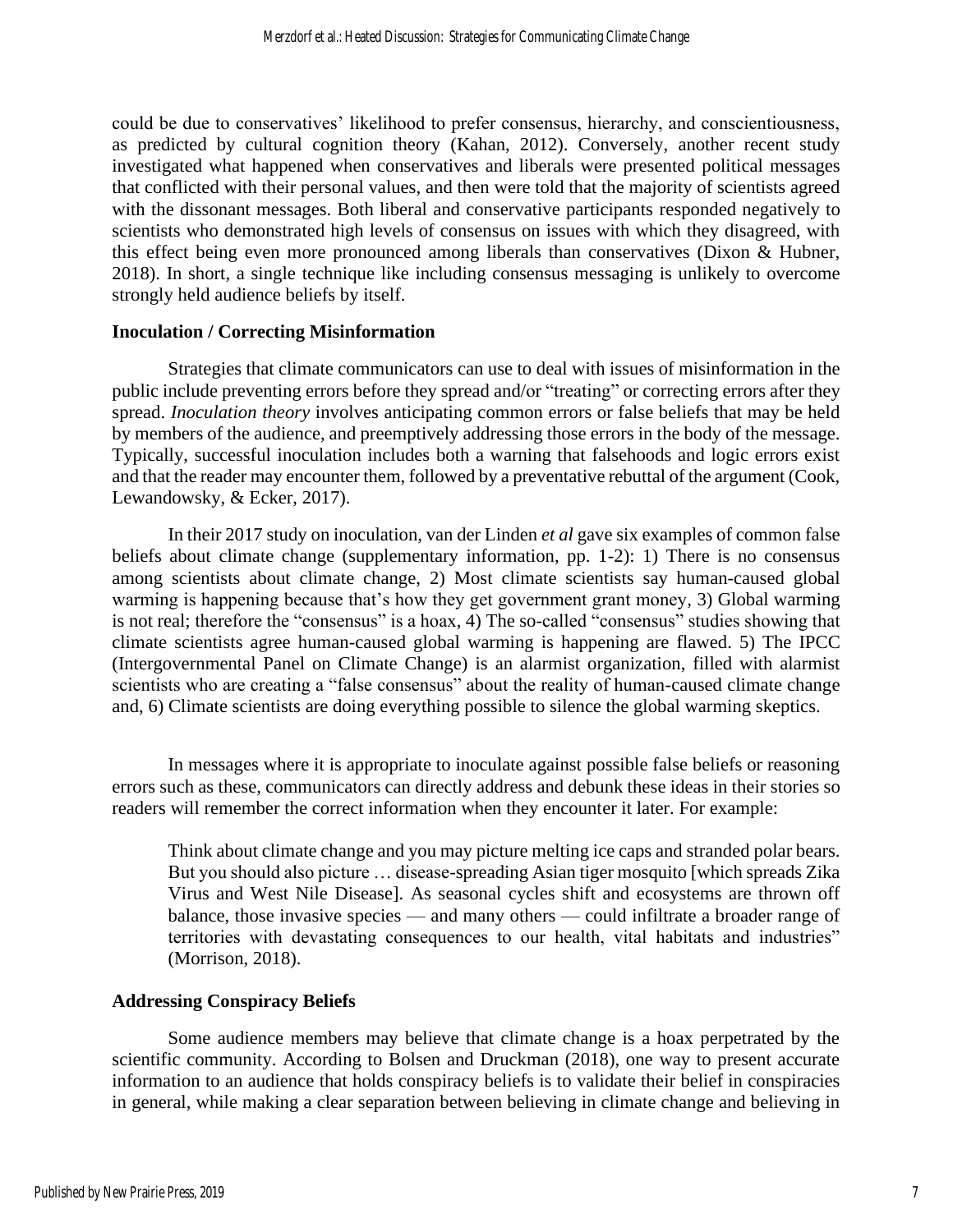could be due to conservatives' likelihood to prefer consensus, hierarchy, and conscientiousness, as predicted by cultural cognition theory (Kahan, 2012). Conversely, another recent study investigated what happened when conservatives and liberals were presented political messages that conflicted with their personal values, and then were told that the majority of scientists agreed with the dissonant messages. Both liberal and conservative participants responded negatively to scientists who demonstrated high levels of consensus on issues with which they disagreed, with this effect being even more pronounced among liberals than conservatives (Dixon & Hubner, 2018). In short, a single technique like including consensus messaging is unlikely to overcome strongly held audience beliefs by itself.

### Inoculation / Correcting Misinformation

Strategies that climate communicators can use to deal with issues of misinformation in the public include preventing errors before they spread and/or "treating" or correcting errors after they spread. *Inoculation theory* involves anticipating common errors or false beliefs that may be held by members of the audience, and preemptively addressing those errors in the body of the message. Typically, successful inoculation includes both a warning that falsehoods and logic errors exist and that the reader may encounter them, followed by a preventative rebuttal of the argument (Cook, Lewandowsky, & Ecker, 2017).

In their 2017 study on inoculation, van der Linden *et al* gave six examples of common false beliefs about climate change (supplementary information, pp. 1-2): 1) There is no consensus among scientists about climate change, 2) Most climate scientists say human-caused global warming is happening because that's how they get government grant money, 3) Global warming is not real; therefore the "consensus" is a hoax, 4) The so-called "consensus" studies showing that climate scientists agree human-caused global warming is happening are flawed. 5) The IPCC (Intergovernmental Panel on Climate Change) is an alarmist organization, filled with alarmist scientists who are creating a "false consensus" about the reality of human-caused climate change and, 6) Climate scientists are doing everything possible to silence the global warming skeptics.

In messages where it is appropriate to inoculate against possible false beliefs or reasoning errors such as these, communicators can directly address and debunk these ideas in their stories so readers will remember the correct information when they encounter it later. For example:

> Think about climate change and you may picture melting ice caps and stranded polar bears. But you should also picture … disease-spreading Asian tiger mosquito [which spreads Zika Virus and West Nile Disease]. As seasonal cycles shift and ecosystems are thrown off balance, those invasive species — and many others — could infiltrate a broader range of territories with devastating consequences to our health, vital habitats and industries" (Morrison, 2018).

### Addressing Conspiracy Beliefs

Some audience members may believe that climate change is a hoax perpetrated by the scientific community. According to Bolsen and Druckman (2018), one way to present accurate information to an audience that holds conspiracy beliefs is to validate their belief in conspiracies in general, while making a clear separation between believing in climate change and believing in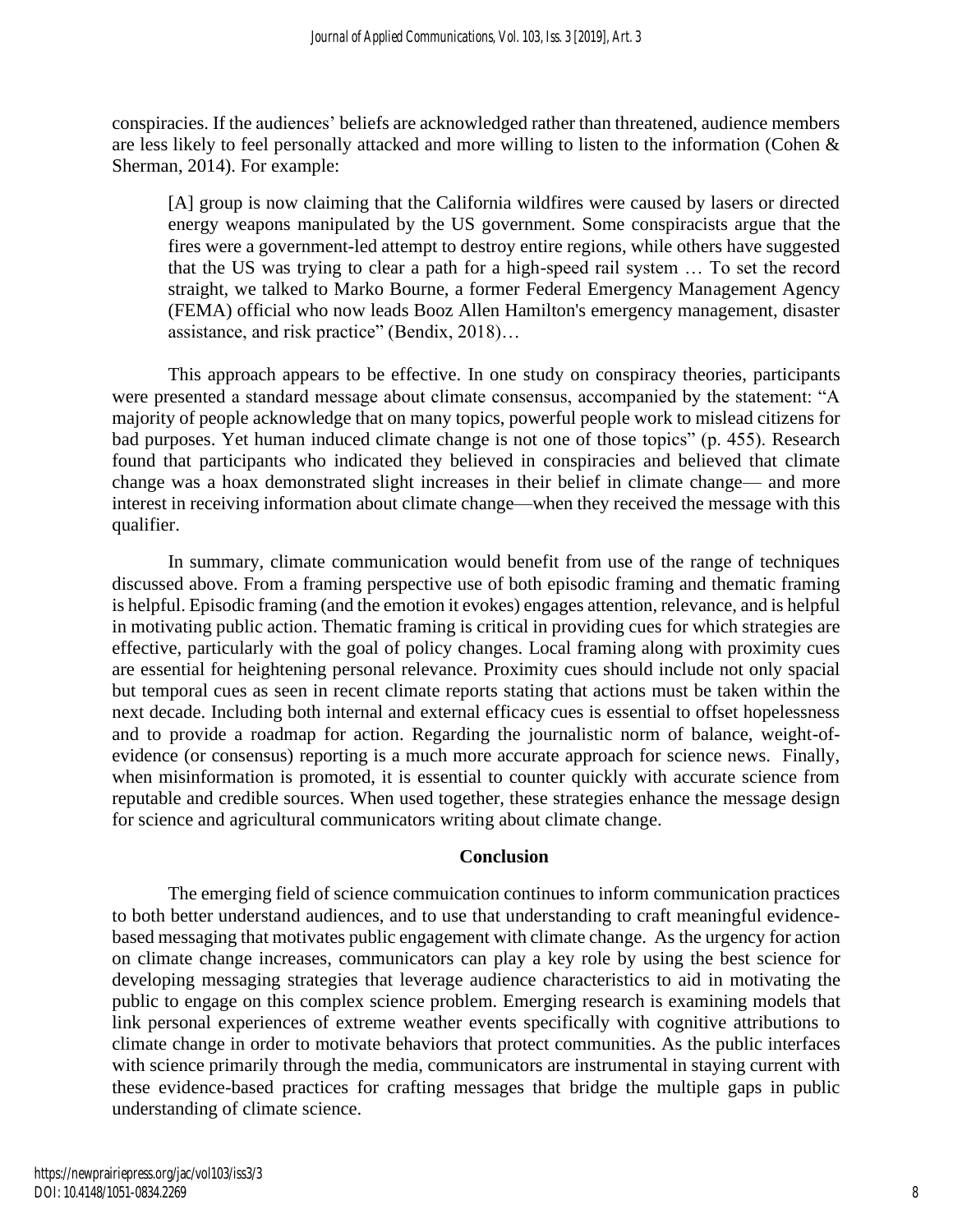conspiracies. If the audiences' beliefs are acknowledged rather than threatened, audience members are less likely to feel personally attacked and more willing to listen to the information (Cohen & Sherman, 2014). For example:

> [A] group is now claiming that the California wildfires were caused by lasers or directed energy weapons manipulated by the US government. Some conspiracists argue that the fires were a government-led attempt to destroy entire regions, while others have suggested that the US was trying to clear a path for a high-speed rail system … To set the record straight, we talked to Marko Bourne, a former Federal Emergency Management Agency (FEMA) official who now leads Booz Allen Hamilton's emergency management, disaster assistance, and risk practice" (Bendix, 2018)…

This approach appears to be effective. In one study on conspiracy theories, participants were presented a standard message about climate consensus, accompanied by the statement: "A majority of people acknowledge that on many topics, powerful people work to mislead citizens for bad purposes. Yet human induced climate change is not one of those topics" (p. 455). Research found that participants who indicated they believed in conspiracies and believed that climate change was a hoax demonstrated slight increases in their belief in climate change— and more interest in receiving information about climate change—when they received the message with this qualifier.

In summary, climate communication would benefit from use of the range of techniques discussed above. From a framing perspective use of both episodic framing and thematic framing is helpful. Episodic framing (and the emotion it evokes) engages attention, relevance, and is helpful in motivating public action. Thematic framing is critical in providing cues for which strategies are effective, particularly with the goal of policy changes. Local framing along with proximity cues are essential for heightening personal relevance. Proximity cues should include not only spacial but temporal cues as seen in recent climate reports stating that actions must be taken within the next decade. Including both internal and external efficacy cues is essential to offset hopelessness and to provide a roadmap for action. Regarding the journalistic norm of balance, weight-of-evidence (or consensus) reporting is a much more accurate approach for science news. Finally, when misinformation is promoted, it is essential to counter quickly with accurate science from reputable and credible sources. When used together, these strategies enhance the message design for science and agricultural communicators writing about climate change.

## Conclusion

The emerging field of science commuication continues to inform communication practices to both better understand audiences, and to use that understanding to craft meaningful evidence-based messaging that motivates public engagement with climate change. As the urgency for action on climate change increases, communicators can play a key role by using the best science for developing messaging strategies that leverage audience characteristics to aid in motivating the public to engage on this complex science problem. Emerging research is examining models that link personal experiences of extreme weather events specifically with cognitive attributions to climate change in order to motivate behaviors that protect communities. As the public interfaces with science primarily through the media, communicators are instrumental in staying current with these evidence-based practices for crafting messages that bridge the multiple gaps in public understanding of climate science.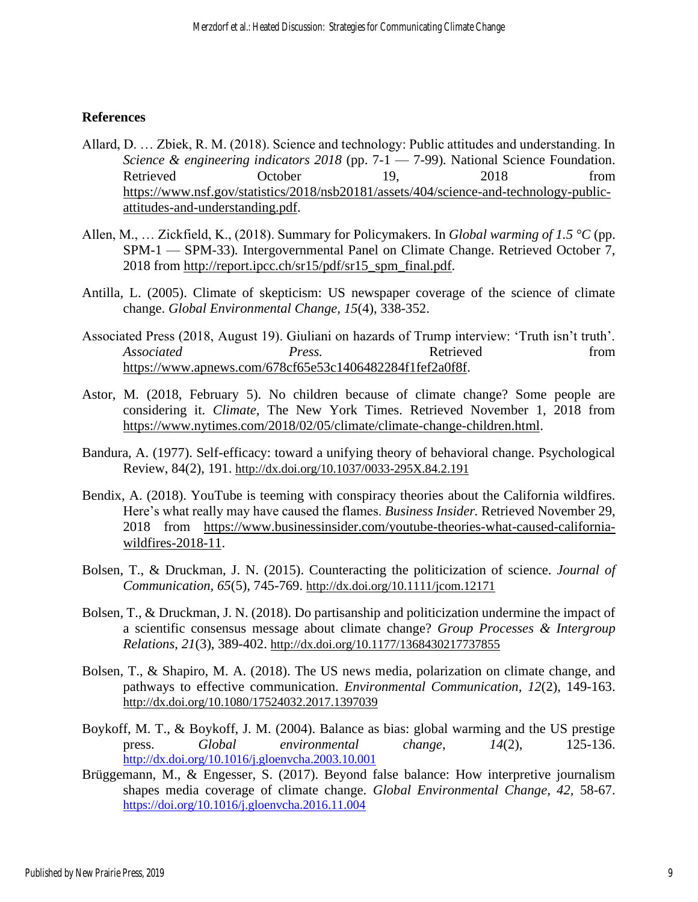## References

Allard, D. … Zbiek, R. M. (2018). Science and technology: Public attitudes and understanding. In *Science & engineering indicators 2018* (pp. 7-1 — 7-99). National Science Foundation. Retrieved October 19, 2018 from https://www.nsf.gov/statistics/2018/nsb20181/assets/404/science-and-technology-public-attitudes-and-understanding.pdf.

Allen, M., … Zickfield, K., (2018). Summary for Policymakers. In *Global warming of 1.5 °C* (pp. SPM-1 — SPM-33). Intergovernmental Panel on Climate Change. Retrieved October 7, 2018 from http://report.ipcc.ch/sr15/pdf/sr15_spm_final.pdf.

Antilla, L. (2005). Climate of skepticism: US newspaper coverage of the science of climate change. *Global Environmental Change, 15*(4), 338-352.

Associated Press (2018, August 19). Giuliani on hazards of Trump interview: 'Truth isn't truth'. *Associated Press.* Retrieved from https://www.apnews.com/678cf65e53c1406482284f1fef2a0f8f.

Astor, M. (2018, February 5). No children because of climate change? Some people are considering it. *Climate,* The New York Times. Retrieved November 1, 2018 from https://www.nytimes.com/2018/02/05/climate/climate-change-children.html.

Bandura, A. (1977). Self-efficacy: toward a unifying theory of behavioral change. Psychological Review, 84(2), 191. http://dx.doi.org/10.1037/0033-295X.84.2.191

Bendix, A. (2018). YouTube is teeming with conspiracy theories about the California wildfires. Here's what really may have caused the flames. *Business Insider.* Retrieved November 29, 2018 from https://www.businessinsider.com/youtube-theories-what-caused-california-wildfires-2018-11.

Bolsen, T., & Druckman, J. N. (2015). Counteracting the politicization of science. *Journal of Communication, 65*(5), 745-769. http://dx.doi.org/10.1111/jcom.12171

Bolsen, T., & Druckman, J. N. (2018). Do partisanship and politicization undermine the impact of a scientific consensus message about climate change? *Group Processes & Intergroup Relations, 21*(3), 389-402. http://dx.doi.org/10.1177/1368430217737855

Bolsen, T., & Shapiro, M. A. (2018). The US news media, polarization on climate change, and pathways to effective communication. *Environmental Communication, 12*(2), 149-163. http://dx.doi.org/10.1080/17524032.2017.1397039

Boykoff, M. T., & Boykoff, J. M. (2004). Balance as bias: global warming and the US prestige press. *Global environmental change, 14*(2), 125-136. http://dx.doi.org/10.1016/j.gloenvcha.2003.10.001

Brüggemann, M., & Engesser, S. (2017). Beyond false balance: How interpretive journalism shapes media coverage of climate change. *Global Environmental Change, 42,* 58-67. https://doi.org/10.1016/j.gloenvcha.2016.11.004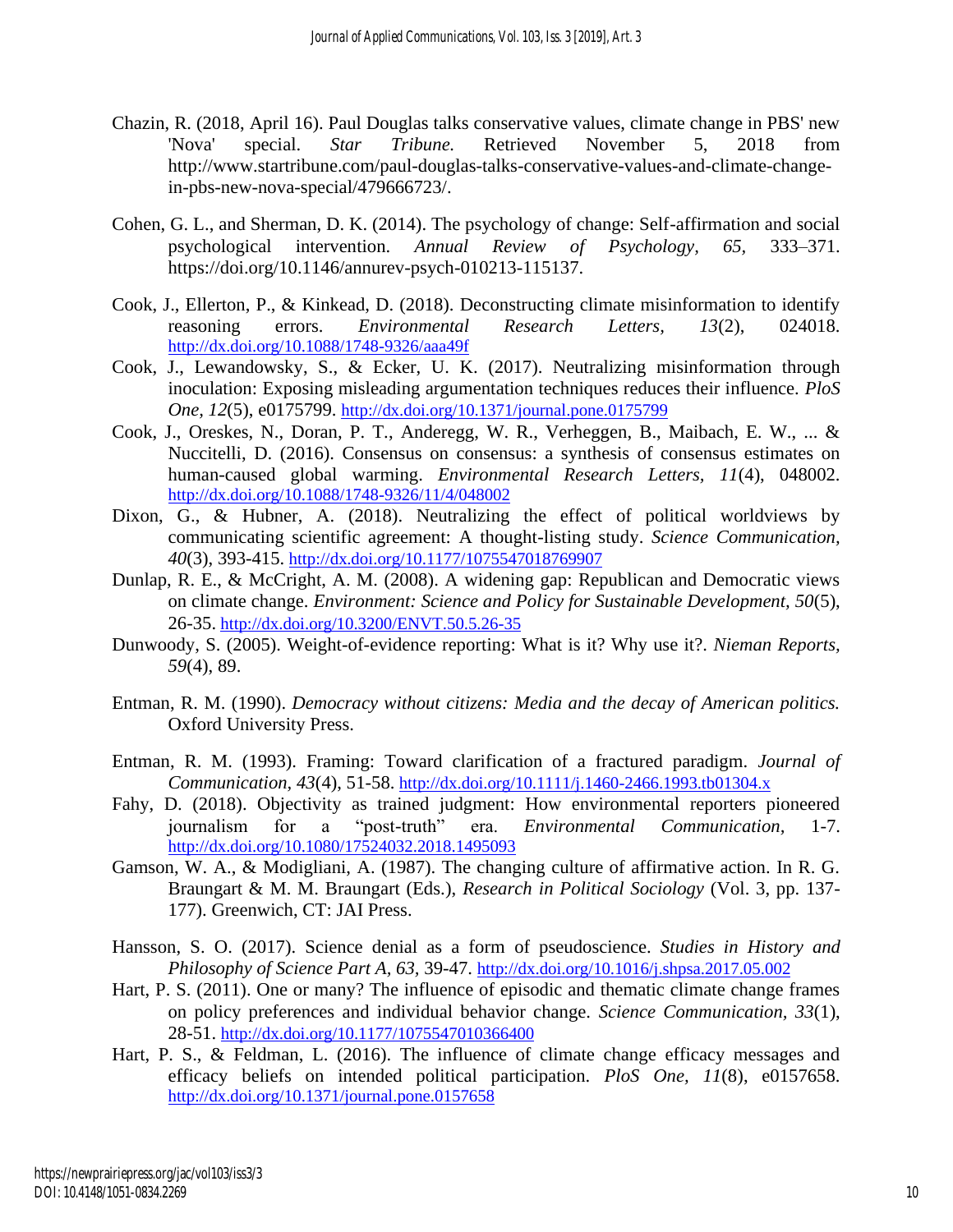Chazin, R. (2018, April 16). Paul Douglas talks conservative values, climate change in PBS' new 'Nova' special. *Star Tribune.* Retrieved November 5, 2018 from http://www.startribune.com/paul-douglas-talks-conservative-values-and-climate-change-in-pbs-new-nova-special/479666723/.

Cohen, G. L., and Sherman, D. K. (2014). The psychology of change: Self-affirmation and social psychological intervention. *Annual Review of Psychology, 65,* 333–371. https://doi.org/10.1146/annurev-psych-010213-115137.

Cook, J., Ellerton, P., & Kinkead, D. (2018). Deconstructing climate misinformation to identify reasoning errors. *Environmental Research Letters*, *13*(2), 024018. http://dx.doi.org/10.1088/1748-9326/aaa49f

Cook, J., Lewandowsky, S., & Ecker, U. K. (2017). Neutralizing misinformation through inoculation: Exposing misleading argumentation techniques reduces their influence. *PloS One, 12*(5), e0175799. http://dx.doi.org/10.1371/journal.pone.0175799

Cook, J., Oreskes, N., Doran, P. T., Anderegg, W. R., Verheggen, B., Maibach, E. W., ... & Nuccitelli, D. (2016). Consensus on consensus: a synthesis of consensus estimates on human-caused global warming. *Environmental Research Letters, 11*(4), 048002. http://dx.doi.org/10.1088/1748-9326/11/4/048002

Dixon, G., & Hubner, A. (2018). Neutralizing the effect of political worldviews by communicating scientific agreement: A thought-listing study. *Science Communication, 40*(3), 393-415. http://dx.doi.org/10.1177/1075547018769907

Dunlap, R. E., & McCright, A. M. (2008). A widening gap: Republican and Democratic views on climate change. *Environment: Science and Policy for Sustainable Development, 50*(5), 26-35. http://dx.doi.org/10.3200/ENVT.50.5.26-35

Dunwoody, S. (2005). Weight-of-evidence reporting: What is it? Why use it?. *Nieman Reports, 59*(4), 89.

Entman, R. M. (1990). *Democracy without citizens: Media and the decay of American politics.* Oxford University Press.

Entman, R. M. (1993). Framing: Toward clarification of a fractured paradigm. *Journal of Communication, 43*(4), 51-58. http://dx.doi.org/10.1111/j.1460-2466.1993.tb01304.x

Fahy, D. (2018). Objectivity as trained judgment: How environmental reporters pioneered journalism for a "post-truth" era. *Environmental Communication,* 1-7. http://dx.doi.org/10.1080/17524032.2018.1495093

Gamson, W. A., & Modigliani, A. (1987). The changing culture of affirmative action. In R. G. Braungart & M. M. Braungart (Eds.), *Research in Political Sociology* (Vol. 3, pp. 137-177). Greenwich, CT: JAI Press.

Hansson, S. O. (2017). Science denial as a form of pseudoscience. *Studies in History and Philosophy of Science Part A, 63,* 39-47. http://dx.doi.org/10.1016/j.shpsa.2017.05.002

Hart, P. S. (2011). One or many? The influence of episodic and thematic climate change frames on policy preferences and individual behavior change. *Science Communication, 33*(1), 28-51. http://dx.doi.org/10.1177/1075547010366400

Hart, P. S., & Feldman, L. (2016). The influence of climate change efficacy messages and efficacy beliefs on intended political participation. *PloS One, 11*(8), e0157658. http://dx.doi.org/10.1371/journal.pone.0157658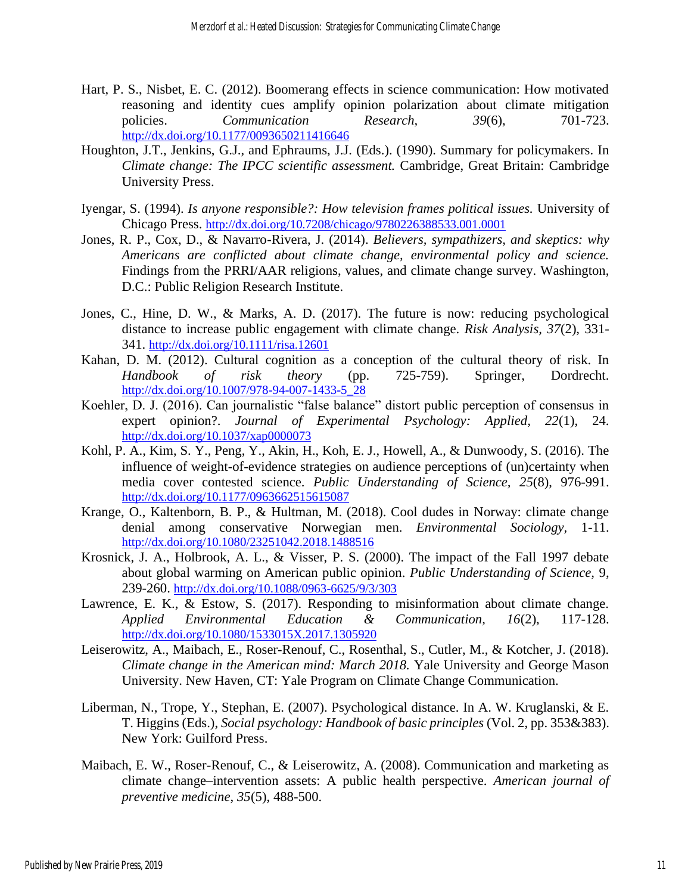Hart, P. S., Nisbet, E. C. (2012). Boomerang effects in science communication: How motivated reasoning and identity cues amplify opinion polarization about climate mitigation policies. *Communication Research*, *39*(6), 701-723. http://dx.doi.org/10.1177/0093650211416646

Houghton, J.T., Jenkins, G.J., and Ephraums, J.J. (Eds.). (1990). Summary for policymakers. In *Climate change: The IPCC scientific assessment.* Cambridge, Great Britain: Cambridge University Press.

Iyengar, S. (1994). *Is anyone responsible?: How television frames political issues.* University of Chicago Press. http://dx.doi.org/10.7208/chicago/9780226388533.001.0001

Jones, R. P., Cox, D., & Navarro-Rivera, J. (2014). *Believers, sympathizers, and skeptics: why Americans are conflicted about climate change, environmental policy and science.* Findings from the PRRI/AAR religions, values, and climate change survey. Washington, D.C.: Public Religion Research Institute.

Jones, C., Hine, D. W., & Marks, A. D. (2017). The future is now: reducing psychological distance to increase public engagement with climate change. *Risk Analysis, 37*(2), 331-341. http://dx.doi.org/10.1111/risa.12601

Kahan, D. M. (2012). Cultural cognition as a conception of the cultural theory of risk. In *Handbook of risk theory* (pp. 725-759). Springer, Dordrecht. http://dx.doi.org/10.1007/978-94-007-1433-5_28

Koehler, D. J. (2016). Can journalistic "false balance" distort public perception of consensus in expert opinion?. *Journal of Experimental Psychology: Applied, 22*(1), 24. http://dx.doi.org/10.1037/xap0000073

Kohl, P. A., Kim, S. Y., Peng, Y., Akin, H., Koh, E. J., Howell, A., & Dunwoody, S. (2016). The influence of weight-of-evidence strategies on audience perceptions of (un)certainty when media cover contested science. *Public Understanding of Science, 25*(8), 976-991. http://dx.doi.org/10.1177/0963662515615087

Krange, O., Kaltenborn, B. P., & Hultman, M. (2018). Cool dudes in Norway: climate change denial among conservative Norwegian men. *Environmental Sociology,* 1-11. http://dx.doi.org/10.1080/23251042.2018.1488516

Krosnick, J. A., Holbrook, A. L., & Visser, P. S. (2000). The impact of the Fall 1997 debate about global warming on American public opinion. *Public Understanding of Science,* 9, 239-260. http://dx.doi.org/10.1088/0963-6625/9/3/303

Lawrence, E. K., & Estow, S. (2017). Responding to misinformation about climate change. *Applied Environmental Education & Communication, 16*(2), 117-128. http://dx.doi.org/10.1080/1533015X.2017.1305920

Leiserowitz, A., Maibach, E., Roser-Renouf, C., Rosenthal, S., Cutler, M., & Kotcher, J. (2018). *Climate change in the American mind: March 2018.* Yale University and George Mason University. New Haven, CT: Yale Program on Climate Change Communication.

Liberman, N., Trope, Y., Stephan, E. (2007). Psychological distance. In A. W. Kruglanski, & E. T. Higgins (Eds.), *Social psychology: Handbook of basic principles* (Vol. 2, pp. 353&383). New York: Guilford Press.

Maibach, E. W., Roser-Renouf, C., & Leiserowitz, A. (2008). Communication and marketing as climate change–intervention assets: A public health perspective. *American journal of preventive medicine*, *35*(5), 488-500.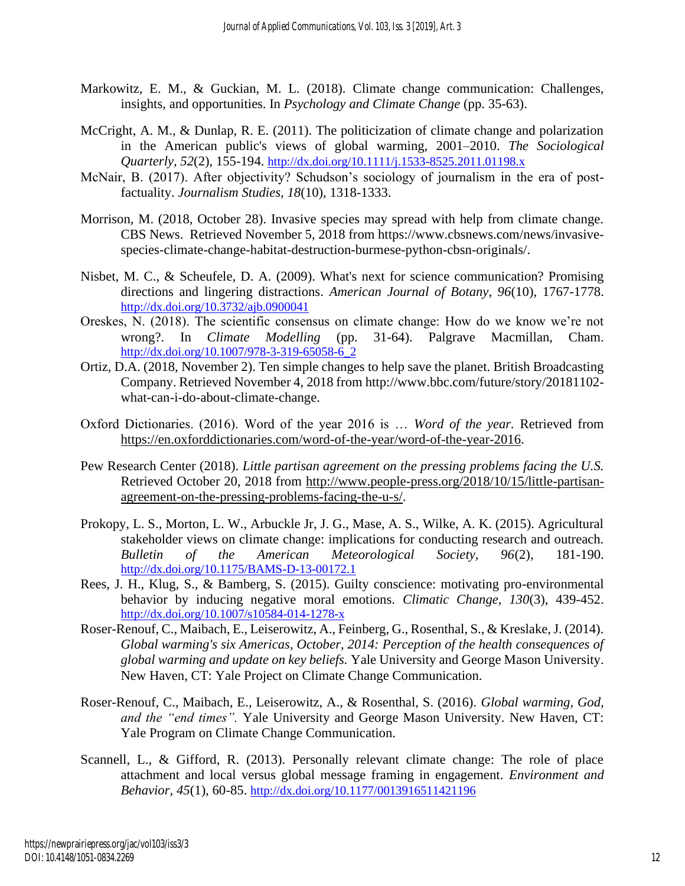Markowitz, E. M., & Guckian, M. L. (2018). Climate change communication: Challenges, insights, and opportunities. In *Psychology and Climate Change* (pp. 35-63).

McCright, A. M., & Dunlap, R. E. (2011). The politicization of climate change and polarization in the American public's views of global warming, 2001–2010. *The Sociological Quarterly*, *52*(2), 155-194. http://dx.doi.org/10.1111/j.1533-8525.2011.01198.x

McNair, B. (2017). After objectivity? Schudson's sociology of journalism in the era of post-factuality. *Journalism Studies, 18*(10), 1318-1333.

Morrison, M. (2018, October 28). Invasive species may spread with help from climate change. CBS News. Retrieved November 5, 2018 from https://www.cbsnews.com/news/invasive-species-climate-change-habitat-destruction-burmese-python-cbsn-originals/.

Nisbet, M. C., & Scheufele, D. A. (2009). What's next for science communication? Promising directions and lingering distractions. *American Journal of Botany*, *96*(10), 1767-1778. http://dx.doi.org/10.3732/ajb.0900041

Oreskes, N. (2018). The scientific consensus on climate change: How do we know we're not wrong?. In *Climate Modelling* (pp. 31-64). Palgrave Macmillan, Cham. http://dx.doi.org/10.1007/978-3-319-65058-6_2

Ortiz, D.A. (2018, November 2). Ten simple changes to help save the planet. British Broadcasting Company. Retrieved November 4, 2018 from http://www.bbc.com/future/story/20181102-what-can-i-do-about-climate-change.

Oxford Dictionaries. (2016). Word of the year 2016 is … *Word of the year*. Retrieved from https://en.oxforddictionaries.com/word-of-the-year/word-of-the-year-2016.

Pew Research Center (2018). *Little partisan agreement on the pressing problems facing the U.S.* Retrieved October 20, 2018 from http://www.people-press.org/2018/10/15/little-partisan-agreement-on-the-pressing-problems-facing-the-u-s/.

Prokopy, L. S., Morton, L. W., Arbuckle Jr, J. G., Mase, A. S., Wilke, A. K. (2015). Agricultural stakeholder views on climate change: implications for conducting research and outreach. *Bulletin of the American Meteorological Society, 96*(2), 181-190. http://dx.doi.org/10.1175/BAMS-D-13-00172.1

Rees, J. H., Klug, S., & Bamberg, S. (2015). Guilty conscience: motivating pro-environmental behavior by inducing negative moral emotions. *Climatic Change*, *130*(3), 439-452. http://dx.doi.org/10.1007/s10584-014-1278-x

Roser-Renouf, C., Maibach, E., Leiserowitz, A., Feinberg, G., Rosenthal, S., & Kreslake, J. (2014). *Global warming's six Americas, October, 2014: Perception of the health consequences of global warming and update on key beliefs.* Yale University and George Mason University. New Haven, CT: Yale Project on Climate Change Communication.

Roser-Renouf, C., Maibach, E., Leiserowitz, A., & Rosenthal, S. (2016). *Global warming, God, and the "end times".* Yale University and George Mason University. New Haven, CT: Yale Program on Climate Change Communication.

Scannell, L., & Gifford, R. (2013). Personally relevant climate change: The role of place attachment and local versus global message framing in engagement. *Environment and Behavior*, *45*(1), 60-85. http://dx.doi.org/10.1177/0013916511421196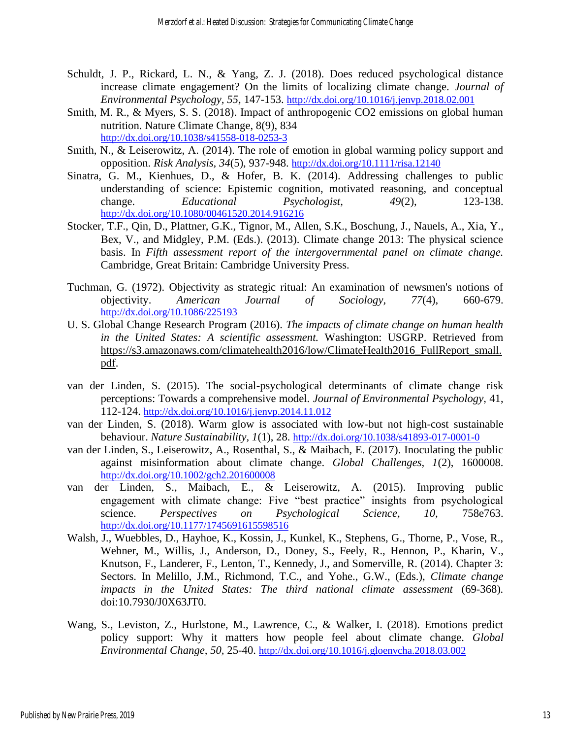Schuldt, J. P., Rickard, L. N., & Yang, Z. J. (2018). Does reduced psychological distance increase climate engagement? On the limits of localizing climate change. *Journal of Environmental Psychology, 55*, 147-153. http://dx.doi.org/10.1016/j.jenvp.2018.02.001

Smith, M. R., & Myers, S. S. (2018). Impact of anthropogenic CO2 emissions on global human nutrition. Nature Climate Change, 8(9), 834 http://dx.doi.org/10.1038/s41558-018-0253-3

Smith, N., & Leiserowitz, A. (2014). The role of emotion in global warming policy support and opposition. *Risk Analysis, 34*(5), 937-948. http://dx.doi.org/10.1111/risa.12140

Sinatra, G. M., Kienhues, D., & Hofer, B. K. (2014). Addressing challenges to public understanding of science: Epistemic cognition, motivated reasoning, and conceptual change. *Educational Psychologist, 49*(2), 123-138. http://dx.doi.org/10.1080/00461520.2014.916216

Stocker, T.F., Qin, D., Plattner, G.K., Tignor, M., Allen, S.K., Boschung, J., Nauels, A., Xia, Y., Bex, V., and Midgley, P.M. (Eds.). (2013). Climate change 2013: The physical science basis. In *Fifth assessment report of the intergovernmental panel on climate change.* Cambridge, Great Britain: Cambridge University Press.

Tuchman, G. (1972). Objectivity as strategic ritual: An examination of newsmen's notions of objectivity. *American Journal of Sociology, 77*(4), 660-679. http://dx.doi.org/10.1086/225193

U. S. Global Change Research Program (2016). *The impacts of climate change on human health in the United States: A scientific assessment.* Washington: USGRP. Retrieved from https://s3.amazonaws.com/climatehealth2016/low/ClimateHealth2016_FullReport_small.pdf.

van der Linden, S. (2015). The social-psychological determinants of climate change risk perceptions: Towards a comprehensive model. *Journal of Environmental Psychology,* 41, 112-124. http://dx.doi.org/10.1016/j.jenvp.2014.11.012

van der Linden, S. (2018). Warm glow is associated with low-but not high-cost sustainable behaviour. *Nature Sustainability, 1*(1), 28. http://dx.doi.org/10.1038/s41893-017-0001-0

van der Linden, S., Leiserowitz, A., Rosenthal, S., & Maibach, E. (2017). Inoculating the public against misinformation about climate change. *Global Challenges, 1*(2), 1600008. http://dx.doi.org/10.1002/gch2.201600008

van der Linden, S., Maibach, E., & Leiserowitz, A. (2015). Improving public engagement with climate change: Five "best practice" insights from psychological science. *Perspectives on Psychological Science, 10,* 758e763. http://dx.doi.org/10.1177/1745691615598516

Walsh, J., Wuebbles, D., Hayhoe, K., Kossin, J., Kunkel, K., Stephens, G., Thorne, P., Vose, R., Wehner, M., Willis, J., Anderson, D., Doney, S., Feely, R., Hennon, P., Kharin, V., Knutson, F., Landerer, F., Lenton, T., Kennedy, J., and Somerville, R. (2014). Chapter 3: Sectors. In Melillo, J.M., Richmond, T.C., and Yohe., G.W., (Eds.), *Climate change impacts in the United States: The third national climate assessment* (69-368). doi:10.7930/J0X63JT0.

Wang, S., Leviston, Z., Hurlstone, M., Lawrence, C., & Walker, I. (2018). Emotions predict policy support: Why it matters how people feel about climate change. *Global Environmental Change, 50*, 25-40. http://dx.doi.org/10.1016/j.gloenvcha.2018.03.002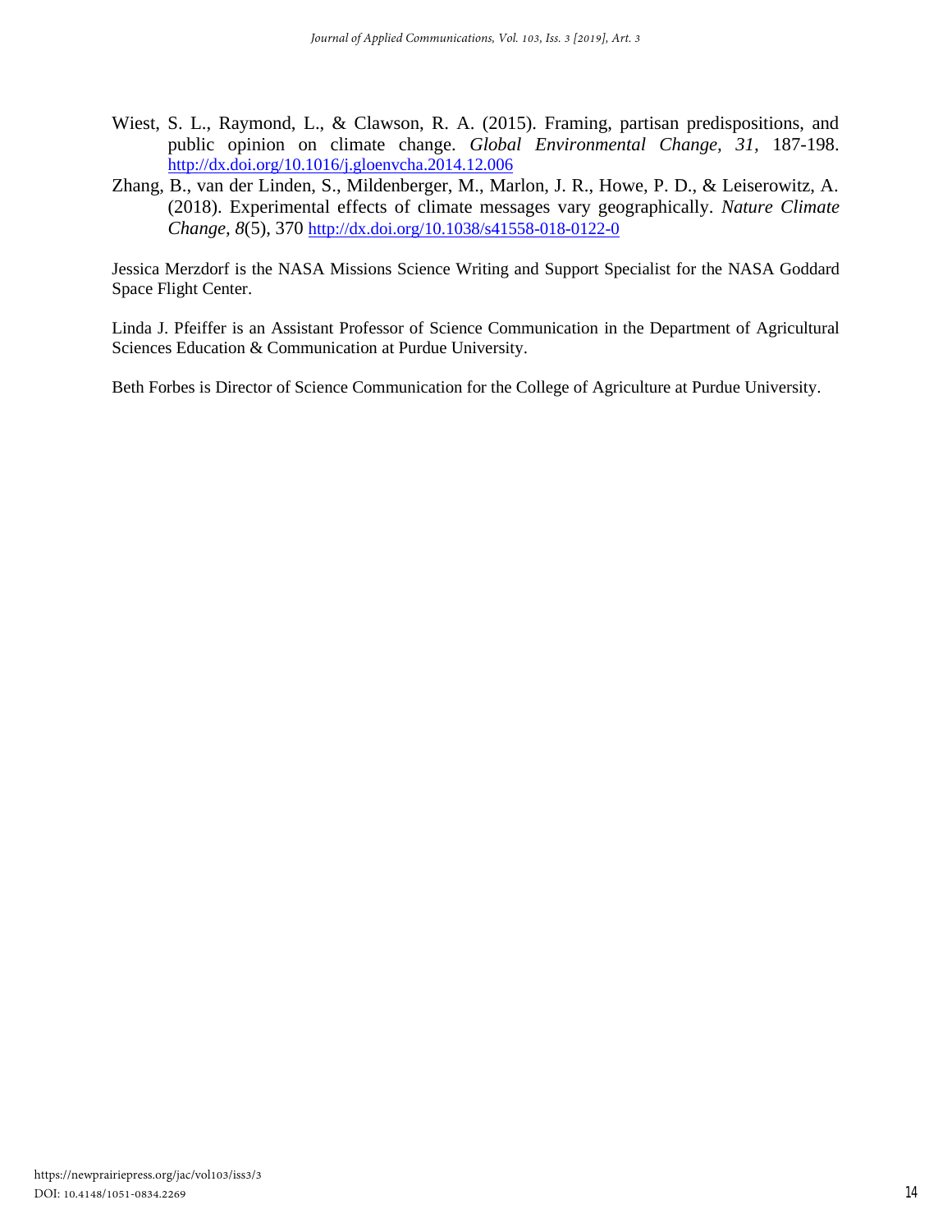Wiest, S. L., Raymond, L., & Clawson, R. A. (2015). Framing, partisan predispositions, and public opinion on climate change. *Global Environmental Change, 31*, 187-198. http://dx.doi.org/10.1016/j.gloenvcha.2014.12.006

Zhang, B., van der Linden, S., Mildenberger, M., Marlon, J. R., Howe, P. D., & Leiserowitz, A. (2018). Experimental effects of climate messages vary geographically. *Nature Climate Change, 8*(5), 370 http://dx.doi.org/10.1038/s41558-018-0122-0

Jessica Merzdorf is the NASA Missions Science Writing and Support Specialist for the NASA Goddard Space Flight Center.

Linda J. Pfeiffer is an Assistant Professor of Science Communication in the Department of Agricultural Sciences Education & Communication at Purdue University.

Beth Forbes is Director of Science Communication for the College of Agriculture at Purdue University.